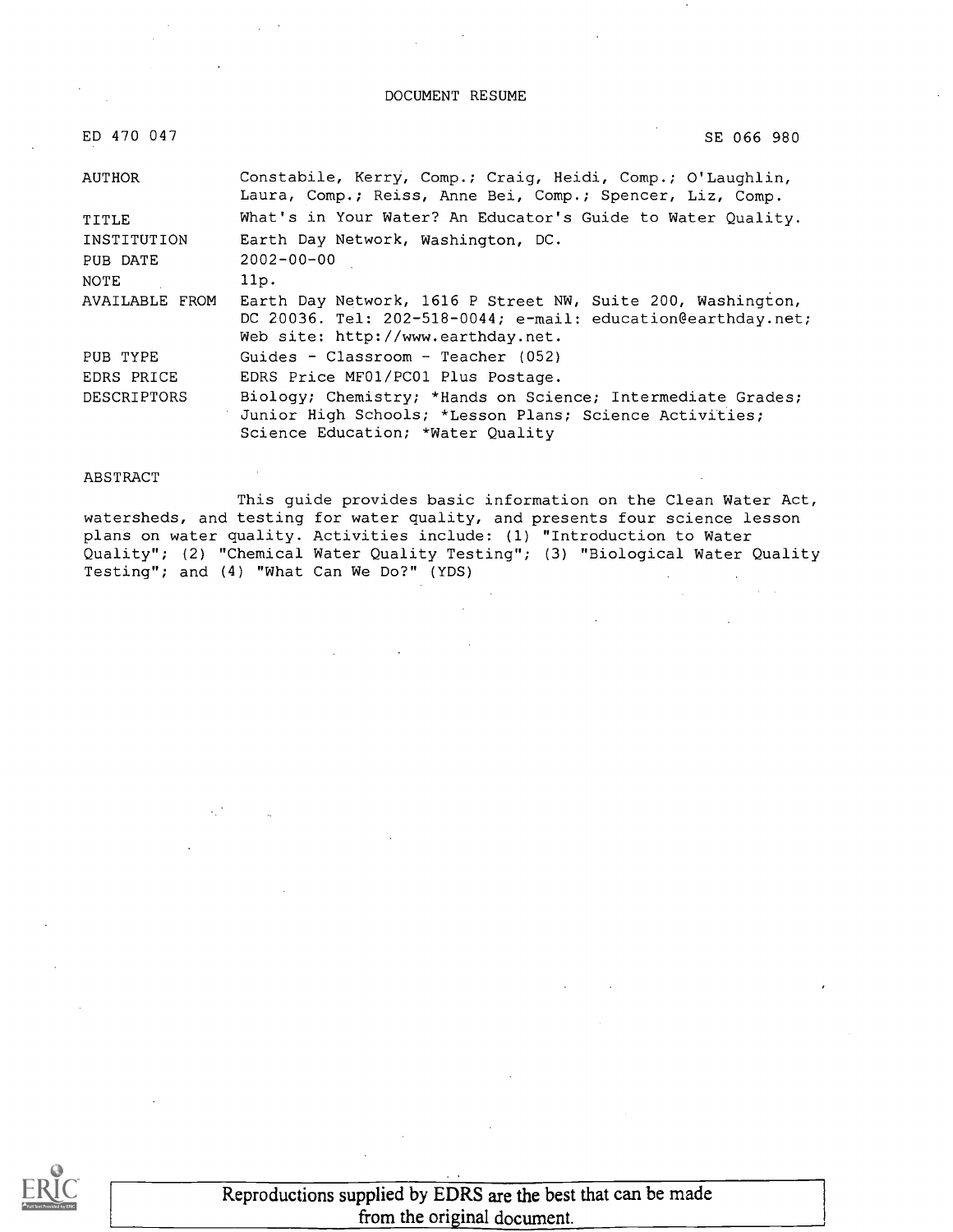# DOCUMENT RESUME

| | |
|---|---|
| ED 470 047 | SE 066 980 |
| AUTHOR | Constabile, Kerry, Comp.; Craig, Heidi, Comp.; O'Laughlin, Laura, Comp.; Reiss, Anne Bei, Comp.; Spencer, Liz, Comp. |
| TITLE | What's in Your Water? An Educator's Guide to Water Quality. |
| INSTITUTION | Earth Day Network, Washington, DC. |
| PUB DATE | 2002-00-00 |
| NOTE | 11p. |
| AVAILABLE FROM | Earth Day Network, 1616 P Street NW, Suite 200, Washington, DC 20036. Tel: 202-518-0044; e-mail: education@earthday.net; Web site: http://www.earthday.net. |
| PUB TYPE | Guides - Classroom - Teacher (052) |
| EDRS PRICE | EDRS Price MF01/PC01 Plus Postage. |
| DESCRIPTORS | Biology; Chemistry; *Hands on Science; Intermediate Grades; Junior High Schools; *Lesson Plans; Science Activities; Science Education; *Water Quality |

ABSTRACT

This guide provides basic information on the Clean Water Act, watersheds, and testing for water quality, and presents four science lesson plans on water quality. Activities include: (1) "Introduction to Water Quality"; (2) "Chemical Water Quality Testing"; (3) "Biological Water Quality Testing"; and (4) "What Can We Do?" (YDS)

Reproductions supplied by EDRS are the best that can be made from the original document.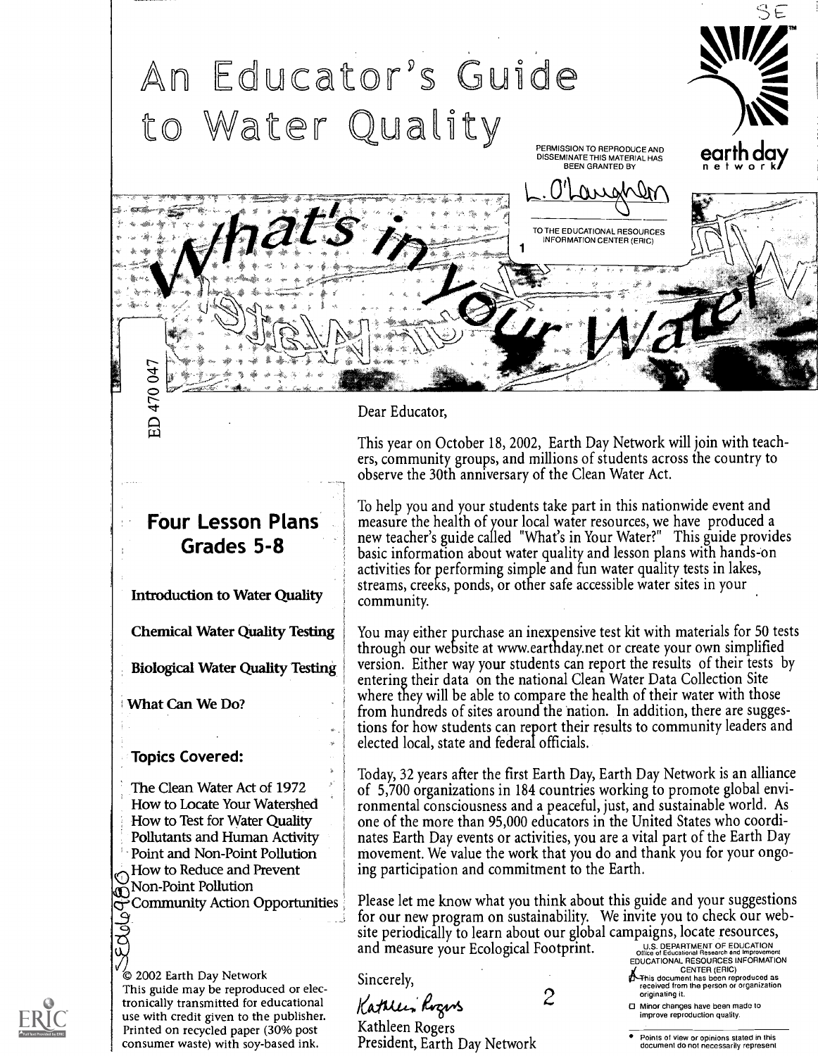# An Educator's Guide to Water Quality

PERMISSION TO REPRODUCE AND DISSEMINATE THIS MATERIAL HAS BEEN GRANTED BY

L. O'Laughlin

TO THE EDUCATIONAL RESOURCES INFORMATION CENTER (ERIC)

earth day network

## What's in Your Water

ED 470 047

## Four Lesson Plans Grades 5-8

**Introduction to Water Quality**

**Chemical Water Quality Testing**

**Biological Water Quality Testing**

**What Can We Do?**

### Topics Covered:

The Clean Water Act of 1972
How to Locate Your Watershed
How to Test for Water Quality
Pollutants and Human Activity
Point and Non-Point Pollution
How to Reduce and Prevent Non-Point Pollution
Community Action Opportunities

© 2002 Earth Day Network
This guide may be reproduced or electronically transmitted for educational use with credit given to the publisher. Printed on recycled paper (30% post consumer waste) with soy-based ink.

Dear Educator,

This year on October 18, 2002, Earth Day Network will join with teachers, community groups, and millions of students across the country to observe the 30th anniversary of the Clean Water Act.

To help you and your students take part in this nationwide event and measure the health of your local water resources, we have produced a new teacher's guide called "What's in Your Water?" This guide provides basic information about water quality and lesson plans with hands-on activities for performing simple and fun water quality tests in lakes, streams, creeks, ponds, or other safe accessible water sites in your community.

You may either purchase an inexpensive test kit with materials for 50 tests through our website at www.earthday.net or create your own simplified version. Either way your students can report the results of their tests by entering their data on the national Clean Water Data Collection Site where they will be able to compare the health of their water with those from hundreds of sites around the nation. In addition, there are suggestions for how students can report their results to community leaders and elected local, state and federal officials.

Today, 32 years after the first Earth Day, Earth Day Network is an alliance of 5,700 organizations in 184 countries working to promote global environmental consciousness and a peaceful, just, and sustainable world. As one of the more than 95,000 educators in the United States who coordinates Earth Day events or activities, you are a vital part of the Earth Day movement. We value the work that you do and thank you for your ongoing participation and commitment to the Earth.

Please let me know what you think about this guide and your suggestions for our new program on sustainability. We invite you to check our website periodically to learn about our global campaigns, locate resources, and measure your Ecological Footprint.

Sincerely,

Kathleen Rogers
Kathleen Rogers
President, Earth Day Network

U.S. DEPARTMENT OF EDUCATION
Office of Educational Research and Improvement
EDUCATIONAL RESOURCES INFORMATION CENTER (ERIC)
☒ This document has been reproduced as received from the person or organization originating it.
☐ Minor changes have been made to improve reproduction quality.
• Points of view or opinions stated in this document do not necessarily represent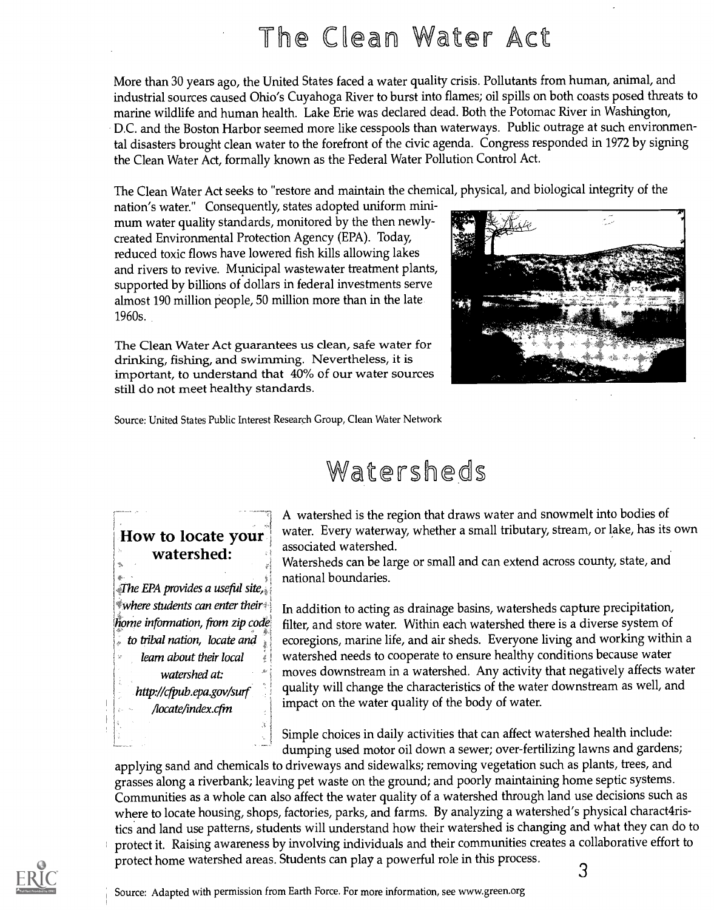# The Clean Water Act

More than 30 years ago, the United States faced a water quality crisis. Pollutants from human, animal, and industrial sources caused Ohio's Cuyahoga River to burst into flames; oil spills on both coasts posed threats to marine wildlife and human health. Lake Erie was declared dead. Both the Potomac River in Washington, D.C. and the Boston Harbor seemed more like cesspools than waterways. Public outrage at such environmental disasters brought clean water to the forefront of the civic agenda. Congress responded in 1972 by signing the Clean Water Act, formally known as the Federal Water Pollution Control Act.

The Clean Water Act seeks to "restore and maintain the chemical, physical, and biological integrity of the nation's water." Consequently, states adopted uniform minimum water quality standards, monitored by the then newly-created Environmental Protection Agency (EPA). Today, reduced toxic flows have lowered fish kills allowing lakes and rivers to revive. Municipal wastewater treatment plants, supported by billions of dollars in federal investments serve almost 190 million people, 50 million more than in the late 1960s.

The Clean Water Act guarantees us clean, safe water for drinking, fishing, and swimming. Nevertheless, it is important, to understand that 40% of our water sources still do not meet healthy standards.

Source: United States Public Interest Research Group, Clean Water Network

# Watersheds

**How to locate your watershed:**

*The EPA provides a useful site, where students can enter their home information, from zip code to tribal nation, locate and learn about their local watershed at: http://cfpub.epa.gov/surf/locate/index.cfm*

A watershed is the region that draws water and snowmelt into bodies of water. Every waterway, whether a small tributary, stream, or lake, has its own associated watershed.
Watersheds can be large or small and can extend across county, state, and national boundaries.

In addition to acting as drainage basins, watersheds capture precipitation, filter, and store water. Within each watershed there is a diverse system of ecoregions, marine life, and air sheds. Everyone living and working within a watershed needs to cooperate to ensure healthy conditions because water moves downstream in a watershed. Any activity that negatively affects water quality will change the characteristics of the water downstream as well, and impact on the water quality of the body of water.

Simple choices in daily activities that can affect watershed health include: dumping used motor oil down a sewer; over-fertilizing lawns and gardens; applying sand and chemicals to driveways and sidewalks; removing vegetation such as plants, trees, and grasses along a riverbank; leaving pet waste on the ground; and poorly maintaining home septic systems. Communities as a whole can also affect the water quality of a watershed through land use decisions such as where to locate housing, shops, factories, parks, and farms. By analyzing a watershed's physical charact4ristics and land use patterns, students will understand how their watershed is changing and what they can do to protect it. Raising awareness by involving individuals and their communities creates a collaborative effort to protect home watershed areas. Students can play a powerful role in this process.

Source: Adapted with permission from Earth Force. For more information, see www.green.org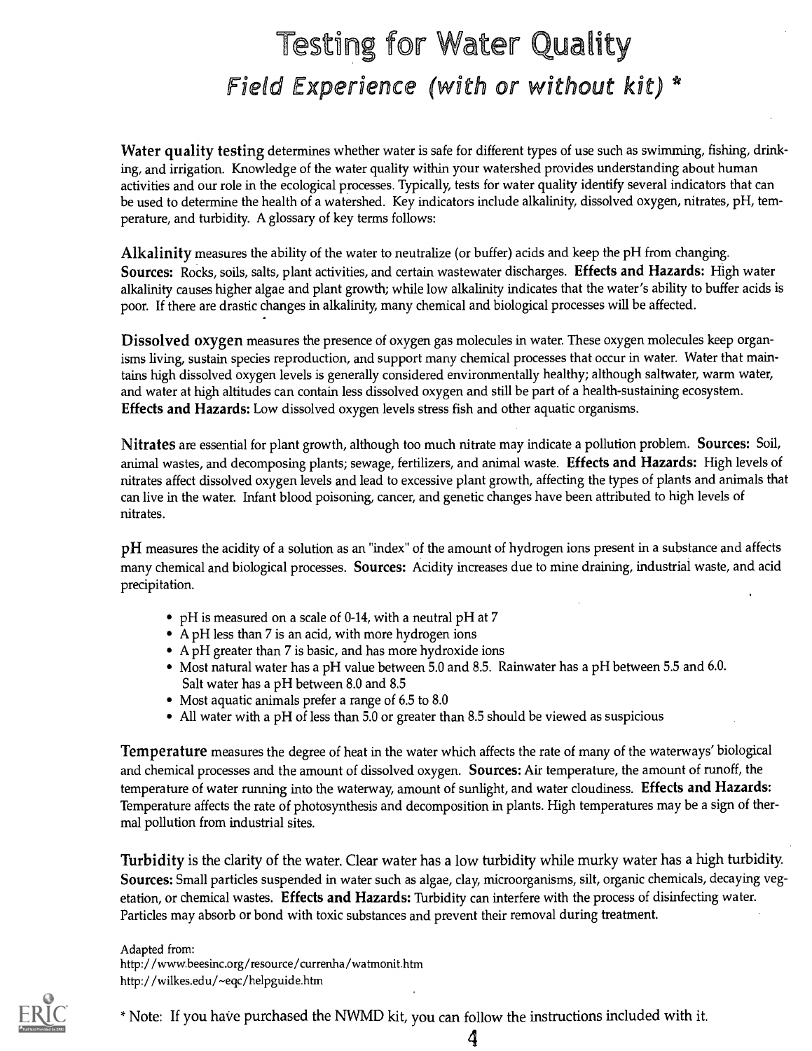# Testing for Water Quality

## *Field Experience (with or without kit)* *

**Water quality testing** determines whether water is safe for different types of use such as swimming, fishing, drinking, and irrigation. Knowledge of the water quality within your watershed provides understanding about human activities and our role in the ecological processes. Typically, tests for water quality identify several indicators that can be used to determine the health of a watershed. Key indicators include alkalinity, dissolved oxygen, nitrates, pH, temperature, and turbidity. A glossary of key terms follows:

**Alkalinity** measures the ability of the water to neutralize (or buffer) acids and keep the pH from changing. **Sources:** Rocks, soils, salts, plant activities, and certain wastewater discharges. **Effects and Hazards:** High water alkalinity causes higher algae and plant growth; while low alkalinity indicates that the water's ability to buffer acids is poor. If there are drastic changes in alkalinity, many chemical and biological processes will be affected.

**Dissolved oxygen** measures the presence of oxygen gas molecules in water. These oxygen molecules keep organisms living, sustain species reproduction, and support many chemical processes that occur in water. Water that maintains high dissolved oxygen levels is generally considered environmentally healthy; although saltwater, warm water, and water at high altitudes can contain less dissolved oxygen and still be part of a health-sustaining ecosystem. **Effects and Hazards:** Low dissolved oxygen levels stress fish and other aquatic organisms.

**Nitrates** are essential for plant growth, although too much nitrate may indicate a pollution problem. **Sources:** Soil, animal wastes, and decomposing plants; sewage, fertilizers, and animal waste. **Effects and Hazards:** High levels of nitrates affect dissolved oxygen levels and lead to excessive plant growth, affecting the types of plants and animals that can live in the water. Infant blood poisoning, cancer, and genetic changes have been attributed to high levels of nitrates.

**pH** measures the acidity of a solution as an "index" of the amount of hydrogen ions present in a substance and affects many chemical and biological processes. **Sources:** Acidity increases due to mine draining, industrial waste, and acid precipitation.

- pH is measured on a scale of 0-14, with a neutral pH at 7
- A pH less than 7 is an acid, with more hydrogen ions
- A pH greater than 7 is basic, and has more hydroxide ions
- Most natural water has a pH value between 5.0 and 8.5. Rainwater has a pH between 5.5 and 6.0. Salt water has a pH between 8.0 and 8.5
- Most aquatic animals prefer a range of 6.5 to 8.0
- All water with a pH of less than 5.0 or greater than 8.5 should be viewed as suspicious

**Temperature** measures the degree of heat in the water which affects the rate of many of the waterways' biological and chemical processes and the amount of dissolved oxygen. **Sources:** Air temperature, the amount of runoff, the temperature of water running into the waterway, amount of sunlight, and water cloudiness. **Effects and Hazards:** Temperature affects the rate of photosynthesis and decomposition in plants. High temperatures may be a sign of thermal pollution from industrial sites.

**Turbidity** is the clarity of the water. Clear water has a low turbidity while murky water has a high turbidity. **Sources:** Small particles suspended in water such as algae, clay, microorganisms, silt, organic chemicals, decaying vegetation, or chemical wastes. **Effects and Hazards:** Turbidity can interfere with the process of disinfecting water. Particles may absorb or bond with toxic substances and prevent their removal during treatment.

Adapted from:
http://www.beesinc.org/resource/currenha/watmonit.htm
http://wilkes.edu/~eqc/helpguide.htm

* Note: If you have purchased the NWMD kit, you can follow the instructions included with it.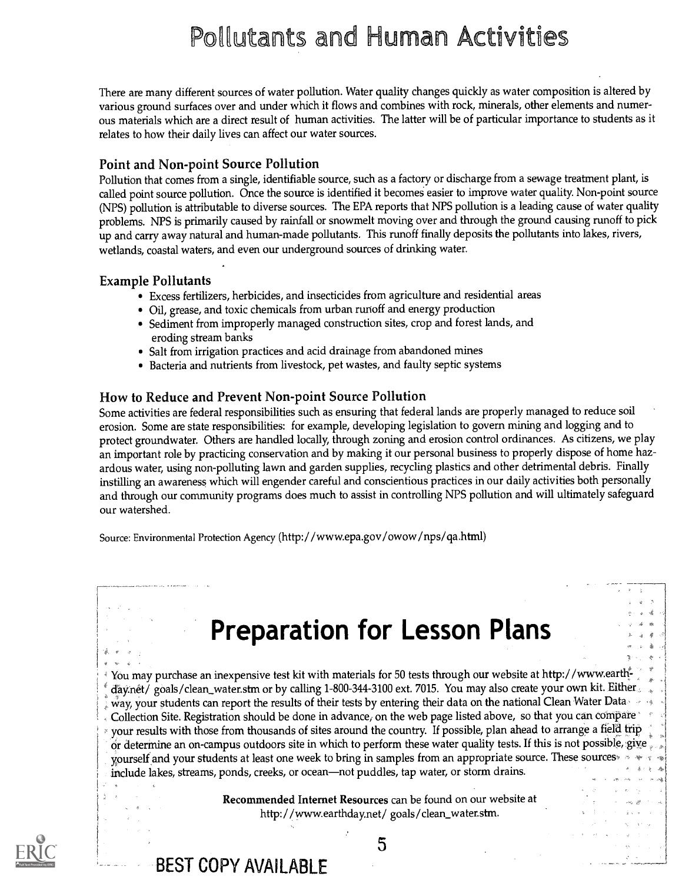# Pollutants and Human Activities

There are many different sources of water pollution. Water quality changes quickly as water composition is altered by various ground surfaces over and under which it flows and combines with rock, minerals, other elements and numerous materials which are a direct result of human activities. The latter will be of particular importance to students as it relates to how their daily lives can affect our water sources.

### Point and Non-point Source Pollution

Pollution that comes from a single, identifiable source, such as a factory or discharge from a sewage treatment plant, is called point source pollution. Once the source is identified it becomes easier to improve water quality. Non-point source (NPS) pollution is attributable to diverse sources. The EPA reports that NPS pollution is a leading cause of water quality problems. NPS is primarily caused by rainfall or snowmelt moving over and through the ground causing runoff to pick up and carry away natural and human-made pollutants. This runoff finally deposits the pollutants into lakes, rivers, wetlands, coastal waters, and even our underground sources of drinking water.

### Example Pollutants

- Excess fertilizers, herbicides, and insecticides from agriculture and residential areas
- Oil, grease, and toxic chemicals from urban runoff and energy production
- Sediment from improperly managed construction sites, crop and forest lands, and eroding stream banks
- Salt from irrigation practices and acid drainage from abandoned mines
- Bacteria and nutrients from livestock, pet wastes, and faulty septic systems

### How to Reduce and Prevent Non-point Source Pollution

Some activities are federal responsibilities such as ensuring that federal lands are properly managed to reduce soil erosion. Some are state responsibilities: for example, developing legislation to govern mining and logging and to protect groundwater. Others are handled locally, through zoning and erosion control ordinances. As citizens, we play an important role by practicing conservation and by making it our personal business to properly dispose of home hazardous water, using non-polluting lawn and garden supplies, recycling plastics and other detrimental debris. Finally instilling an awareness which will engender careful and conscientious practices in our daily activities both personally and through our community programs does much to assist in controlling NPS pollution and will ultimately safeguard our watershed.

Source: Environmental Protection Agency (http://www.epa.gov/owow/nps/qa.html)

## Preparation for Lesson Plans

You may purchase an inexpensive test kit with materials for 50 tests through our website at http://www.earthday.net/goals/clean_water.stm or by calling 1-800-344-3100 ext. 7015. You may also create your own kit. Either way, your students can report the results of their tests by entering their data on the national Clean Water Data Collection Site. Registration should be done in advance, on the web page listed above, so that you can compare your results with those from thousands of sites around the country. If possible, plan ahead to arrange a field trip or determine an on-campus outdoors site in which to perform these water quality tests. If this is not possible, give yourself and your students at least one week to bring in samples from an appropriate source. These sources include lakes, streams, ponds, creeks, or ocean—not puddles, tap water, or storm drains.

**Recommended Internet Resources** can be found on our website at http://www.earthday.net/goals/clean_water.stm.

BEST COPY AVAILABLE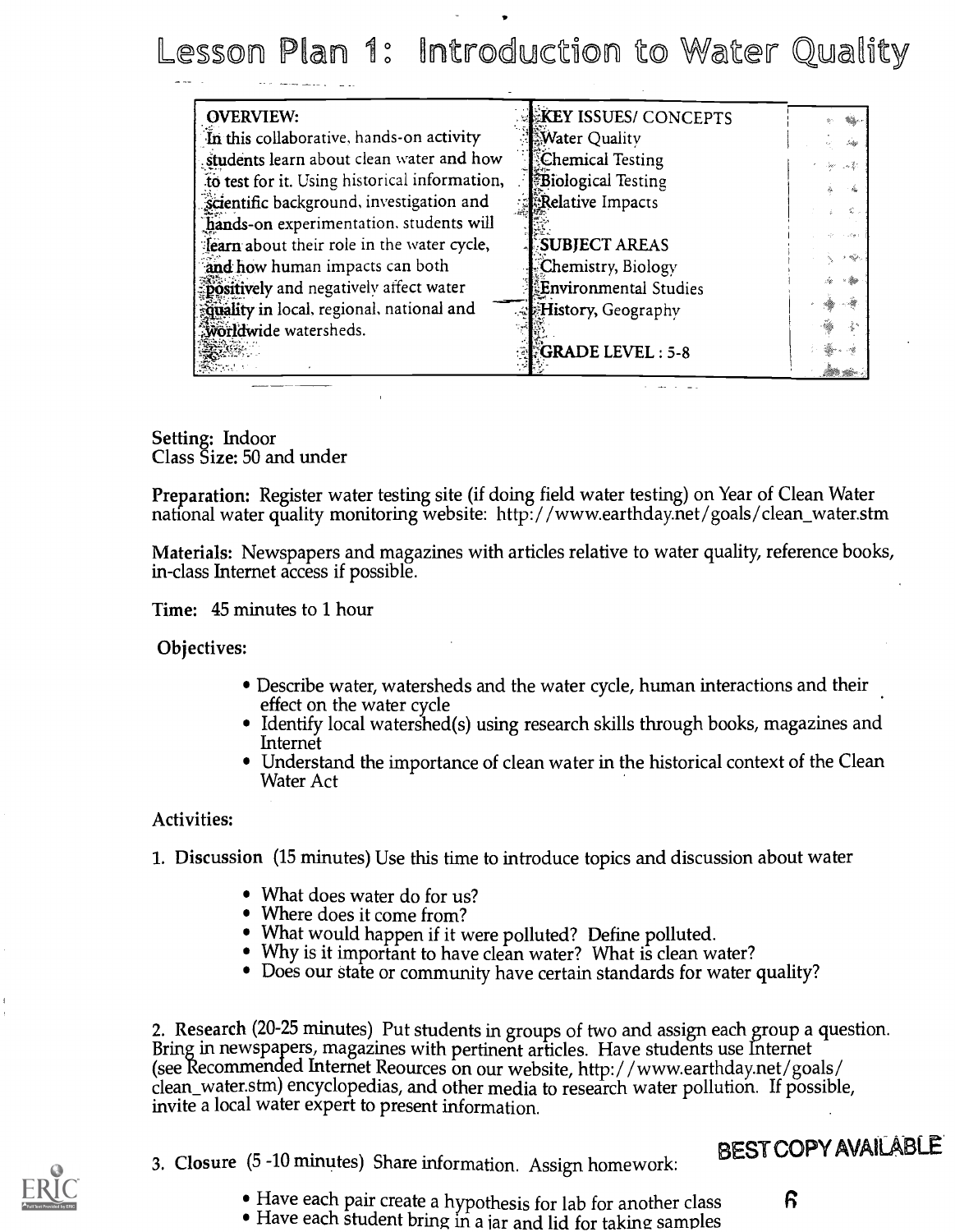# Lesson Plan 1: Introduction to Water Quality

| OVERVIEW: | KEY ISSUES/ CONCEPTS |
|---|---|
| In this collaborative, hands-on activity students learn about clean water and how to test for it. Using historical information, scientific background, investigation and hands-on experimentation, students will learn about their role in the water cycle, and how human impacts can both positively and negatively affect water quality in local, regional, national and worldwide watersheds. | Water Quality<br>Chemical Testing<br>Biological Testing<br>Relative Impacts<br><br>**SUBJECT AREAS**<br>Chemistry, Biology<br>Environmental Studies<br>History, Geography<br><br>**GRADE LEVEL : 5-8** |

Setting: Indoor
Class Size: 50 and under

**Preparation:** Register water testing site (if doing field water testing) on Year of Clean Water national water quality monitoring website: http://www.earthday.net/goals/clean_water.stm

**Materials:** Newspapers and magazines with articles relative to water quality, reference books, in-class Internet access if possible.

**Time:** 45 minutes to 1 hour

**Objectives:**

- Describe water, watersheds and the water cycle, human interactions and their effect on the water cycle
- Identify local watershed(s) using research skills through books, magazines and Internet
- Understand the importance of clean water in the historical context of the Clean Water Act

**Activities:**

1. **Discussion** (15 minutes) Use this time to introduce topics and discussion about water
   - What does water do for us?
   - Where does it come from?
   - What would happen if it were polluted? Define polluted.
   - Why is it important to have clean water? What is clean water?
   - Does our state or community have certain standards for water quality?

2. Research (20-25 minutes) Put students in groups of two and assign each group a question. Bring in newspapers, magazines with pertinent articles. Have students use Internet (see Recommended Internet Reources on our website, http://www.earthday.net/goals/clean_water.stm) encyclopedias, and other media to research water pollution. If possible, invite a local water expert to present information.

3. Closure (5 -10 minutes) Share information. Assign homework:
   - Have each pair create a hypothesis for lab for another class
   - Have each student bring in a jar and lid for taking samples

BEST COPY AVAILABLE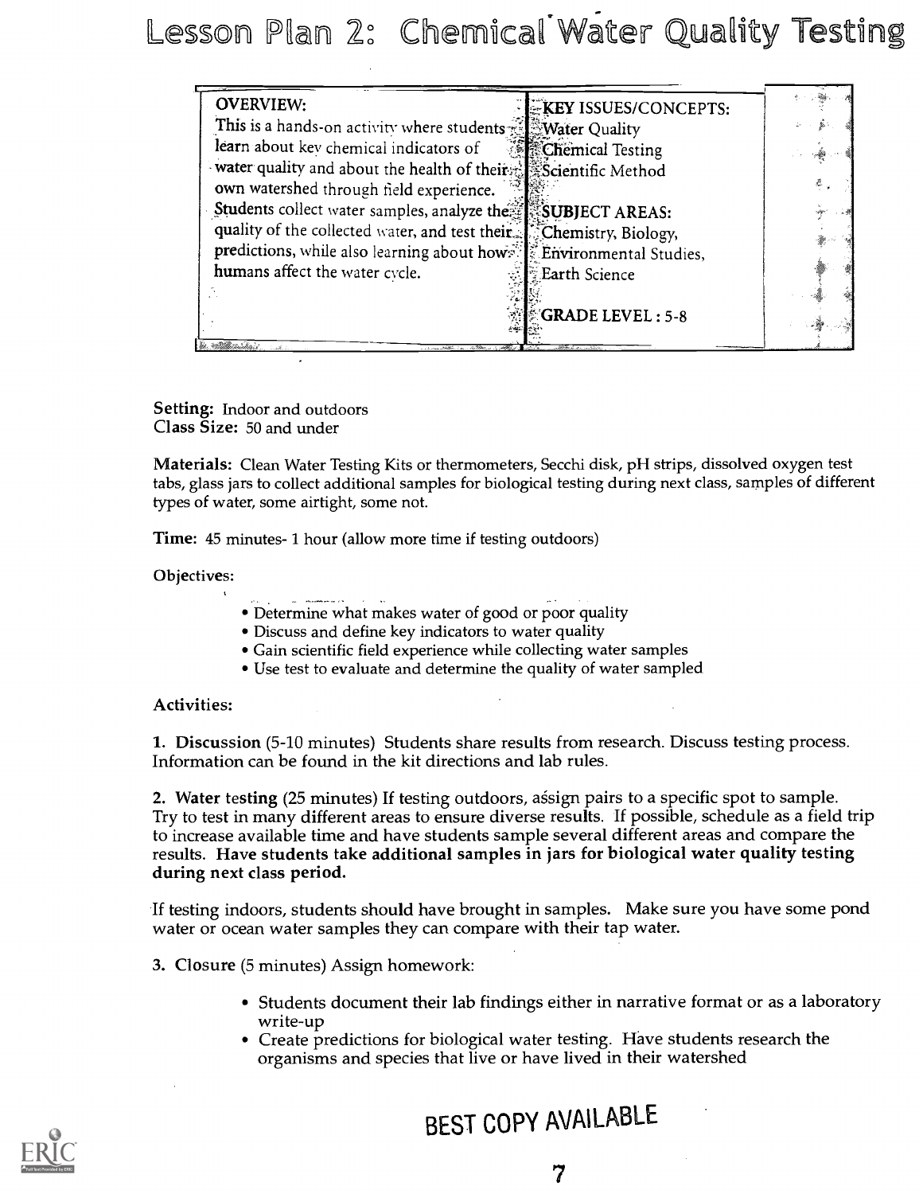# Lesson Plan 2: Chemical Water Quality Testing

| OVERVIEW: | KEY ISSUES/CONCEPTS: |
|---|---|
| This is a hands-on activity where students learn about key chemical indicators of water quality and about the health of their own watershed through field experience. Students collect water samples, analyze the quality of the collected water, and test their predictions, while also learning about how humans affect the water cycle. | Water Quality<br>Chemical Testing<br>Scientific Method<br><br>**SUBJECT AREAS:**<br>Chemistry, Biology, Environmental Studies, Earth Science<br><br>**GRADE LEVEL : 5-8** |

**Setting:** Indoor and outdoors
**Class Size:** 50 and under

**Materials:** Clean Water Testing Kits or thermometers, Secchi disk, pH strips, dissolved oxygen test tabs, glass jars to collect additional samples for biological testing during next class, samples of different types of water, some airtight, some not.

**Time:** 45 minutes- 1 hour (allow more time if testing outdoors)

Objectives:

- Determine what makes water of good or poor quality
- Discuss and define key indicators to water quality
- Gain scientific field experience while collecting water samples
- Use test to evaluate and determine the quality of water sampled

Activities:

**1. Discussion** (5-10 minutes) Students share results from research. Discuss testing process. Information can be found in the kit directions and lab rules.

**2. Water testing** (25 minutes) If testing outdoors, assign pairs to a specific spot to sample. Try to test in many different areas to ensure diverse results. If possible, schedule as a field trip to increase available time and have students sample several different areas and compare the results. **Have students take additional samples in jars for biological water quality testing during next class period.**

If testing indoors, students should have brought in samples. Make sure you have some pond water or ocean water samples they can compare with their tap water.

3. Closure (5 minutes) Assign homework:

- Students document their lab findings either in narrative format or as a laboratory write-up
- Create predictions for biological water testing. Have students research the organisms and species that live or have lived in their watershed

BEST COPY AVAILABLE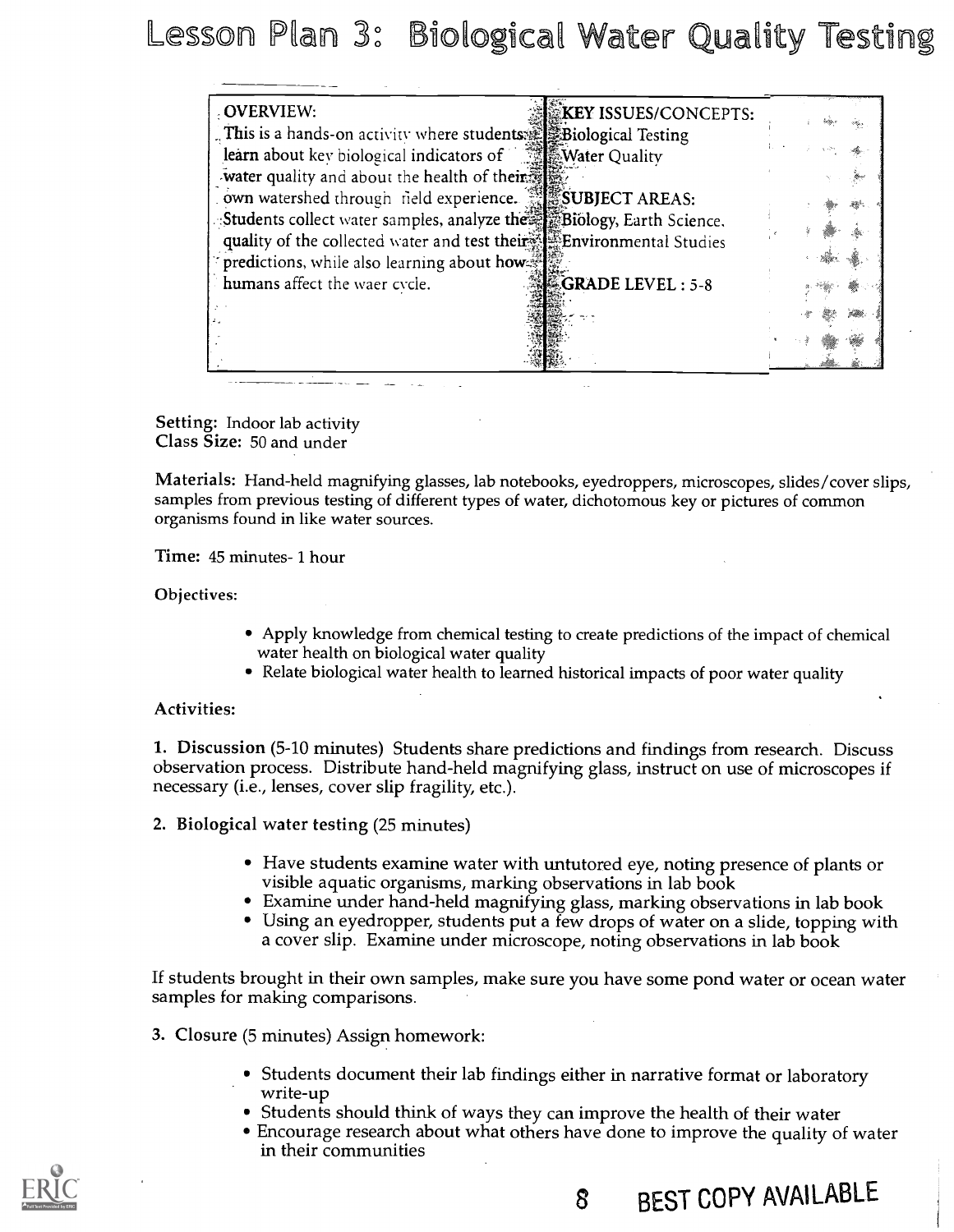# Lesson Plan 3: Biological Water Quality Testing

| OVERVIEW: | KEY ISSUES/CONCEPTS: |
|---|---|
| This is a hands-on activity where students learn about key biological indicators of water quality and about the health of their own watershed through field experience. Students collect water samples, analyze the quality of the collected water and test their predictions, while also learning about how humans affect the waer cycle. | Biological Testing<br>Water Quality<br><br>SUBJECT AREAS:<br>Biology, Earth Science, Environmental Studies<br><br>GRADE LEVEL : 5-8 |

**Setting:** Indoor lab activity
**Class Size:** 50 and under

**Materials:** Hand-held magnifying glasses, lab notebooks, eyedroppers, microscopes, slides/cover slips, samples from previous testing of different types of water, dichotomous key or pictures of common organisms found in like water sources.

**Time:** 45 minutes- 1 hour

**Objectives:**

- Apply knowledge from chemical testing to create predictions of the impact of chemical water health on biological water quality
- Relate biological water health to learned historical impacts of poor water quality

**Activities:**

**1. Discussion** (5-10 minutes) Students share predictions and findings from research. Discuss observation process. Distribute hand-held magnifying glass, instruct on use of microscopes if necessary (i.e., lenses, cover slip fragility, etc.).

**2. Biological water testing** (25 minutes)

- Have students examine water with untutored eye, noting presence of plants or visible aquatic organisms, marking observations in lab book
- Examine under hand-held magnifying glass, marking observations in lab book
- Using an eyedropper, students put a few drops of water on a slide, topping with a cover slip. Examine under microscope, noting observations in lab book

If students brought in their own samples, make sure you have some pond water or ocean water samples for making comparisons.

**3. Closure** (5 minutes) Assign homework:

- Students document their lab findings either in narrative format or laboratory write-up
- Students should think of ways they can improve the health of their water
- Encourage research about what others have done to improve the quality of water in their communities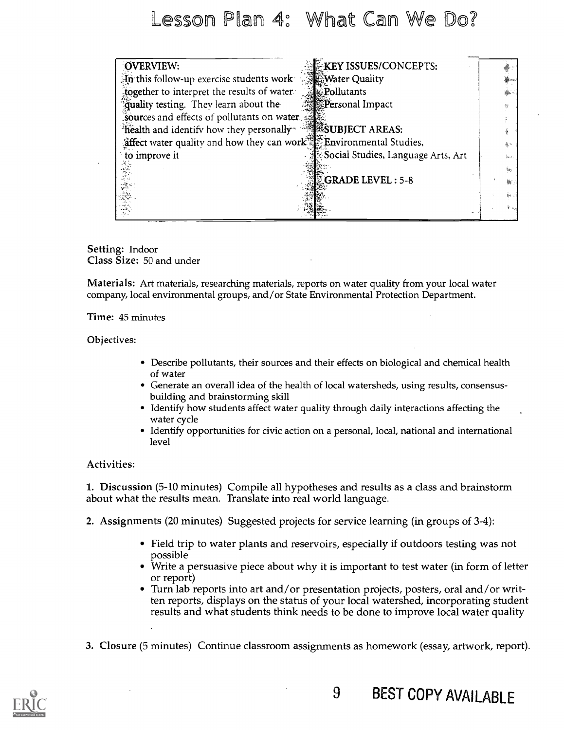# Lesson Plan 4: What Can We Do?

| OVERVIEW: | KEY ISSUES/CONCEPTS: |
|---|---|
| In this follow-up exercise students work together to interpret the results of water quality testing. They learn about the sources and effects of pollutants on water health and identify how they personally affect water quality and how they can work to improve it | Water Quality<br>Pollutants<br>Personal Impact<br><br>**SUBJECT AREAS:**<br>Environmental Studies, Social Studies, Language Arts, Art<br><br>**GRADE LEVEL : 5-8** |

**Setting:** Indoor
**Class Size:** 50 and under

**Materials:** Art materials, researching materials, reports on water quality from your local water company, local environmental groups, and/or State Environmental Protection Department.

**Time:** 45 minutes

**Objectives:**

- Describe pollutants, their sources and their effects on biological and chemical health of water
- Generate an overall idea of the health of local watersheds, using results, consensus-building and brainstorming skill
- Identify how students affect water quality through daily interactions affecting the water cycle
- Identify opportunities for civic action on a personal, local, national and international level

**Activities:**

**1. Discussion** (5-10 minutes) Compile all hypotheses and results as a class and brainstorm about what the results mean. Translate into real world language.

**2. Assignments** (20 minutes) Suggested projects for service learning (in groups of 3-4):

- Field trip to water plants and reservoirs, especially if outdoors testing was not possible
- Write a persuasive piece about why it is important to test water (in form of letter or report)
- Turn lab reports into art and/or presentation projects, posters, oral and/or written reports, displays on the status of your local watershed, incorporating student results and what students think needs to be done to improve local water quality

**3. Closure** (5 minutes) Continue classroom assignments as homework (essay, artwork, report).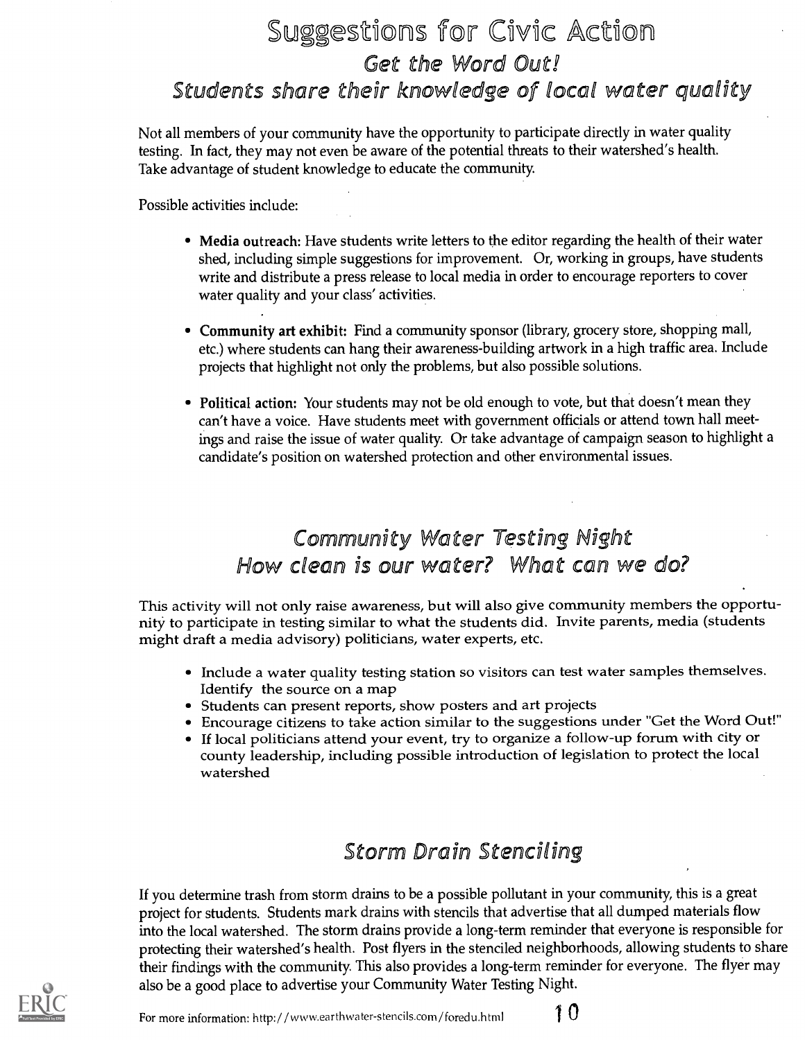# Suggestions for Civic Action

## *Get the Word Out!*

## *Students share their knowledge of local water quality*

Not all members of your community have the opportunity to participate directly in water quality testing. In fact, they may not even be aware of the potential threats to their watershed's health. Take advantage of student knowledge to educate the community.

Possible activities include:

- **Media outreach:** Have students write letters to the editor regarding the health of their water shed, including simple suggestions for improvement. Or, working in groups, have students write and distribute a press release to local media in order to encourage reporters to cover water quality and your class' activities.
- **Community art exhibit:** Find a community sponsor (library, grocery store, shopping mall, etc.) where students can hang their awareness-building artwork in a high traffic area. Include projects that highlight not only the problems, but also possible solutions.
- **Political action:** Your students may not be old enough to vote, but that doesn't mean they can't have a voice. Have students meet with government officials or attend town hall meetings and raise the issue of water quality. Or take advantage of campaign season to highlight a candidate's position on watershed protection and other environmental issues.

## *Community Water Testing Night*

## *How clean is our water? What can we do?*

This activity will not only raise awareness, but will also give community members the opportunity to participate in testing similar to what the students did. Invite parents, media (students might draft a media advisory) politicians, water experts, etc.

- Include a water quality testing station so visitors can test water samples themselves. Identify the source on a map
- Students can present reports, show posters and art projects
- Encourage citizens to take action similar to the suggestions under "Get the Word Out!"
- If local politicians attend your event, try to organize a follow-up forum with city or county leadership, including possible introduction of legislation to protect the local watershed

## *Storm Drain Stenciling*

If you determine trash from storm drains to be a possible pollutant in your community, this is a great project for students. Students mark drains with stencils that advertise that all dumped materials flow into the local watershed. The storm drains provide a long-term reminder that everyone is responsible for protecting their watershed's health. Post flyers in the stenciled neighborhoods, allowing students to share their findings with the community. This also provides a long-term reminder for everyone. The flyer may also be a good place to advertise your Community Water Testing Night.

For more information: http://www.earthwater-stencils.com/foredu.html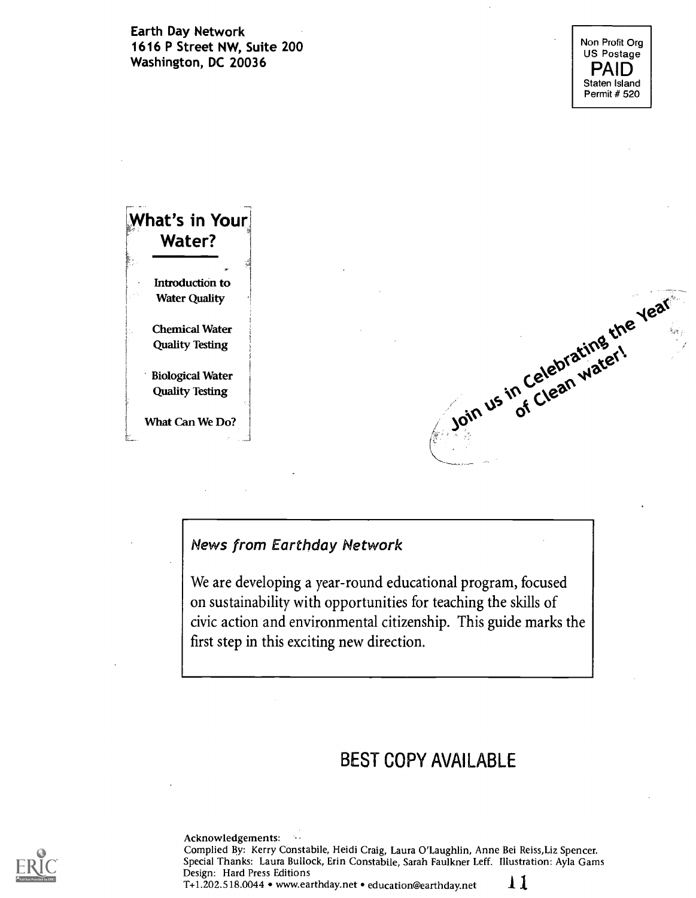Earth Day Network
1616 P Street NW, Suite 200
Washington, DC 20036

Non Profit Org
US Postage
PAID
Staten Island
Permit # 520

## What's in Your Water?

Introduction to Water Quality

Chemical Water Quality Testing

Biological Water Quality Testing

What Can We Do?

Join us in Celebrating the Year of Clean Water!

*News from Earthday Network*

We are developing a year-round educational program, focused on sustainability with opportunities for teaching the skills of civic action and environmental citizenship. This guide marks the first step in this exciting new direction.

BEST COPY AVAILABLE

Acknowledgements:
Complied By: Kerry Constabile, Heidi Craig, Laura O'Laughlin, Anne Bei Reiss,Liz Spencer.
Special Thanks: Laura Bullock, Erin Constabile, Sarah Faulkner Leff. Illustration: Ayla Gams
Design: Hard Press Editions
T+1.202.518.0044 • www.earthday.net • education@earthday.net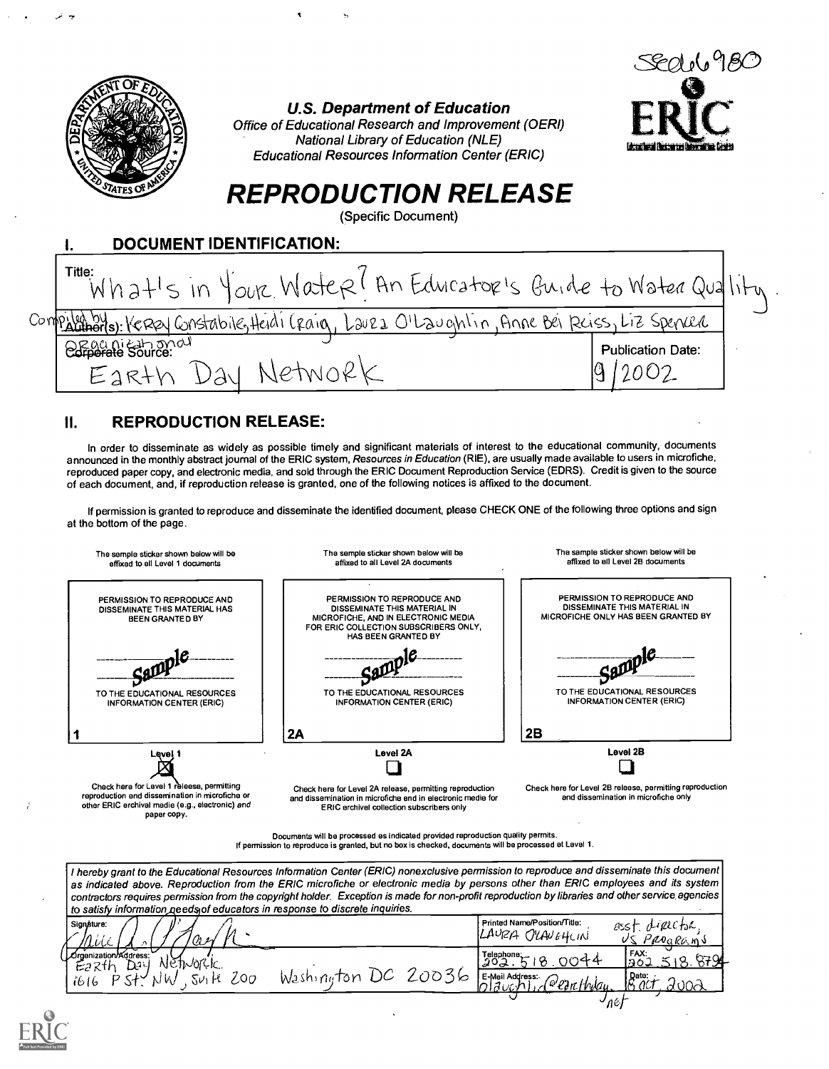SE066980

U.S. Department of Education
Office of Educational Research and Improvement (OERI)
National Library of Education (NLE)
Educational Resources Information Center (ERIC)

# REPRODUCTION RELEASE

(Specific Document)

## I. DOCUMENT IDENTIFICATION:

Title: What's in Your Water? An Educator's Guide to Water Quality

Compiled by Author(s): Kerry Constabile, Heidi Craig, Laura O'Laughlin, Anne Bei Reiss, Liz Spencer

Organizational Corporate Source: Earth Day Network

Publication Date: 9/2002

## II. REPRODUCTION RELEASE:

In order to disseminate as widely as possible timely and significant materials of interest to the educational community, documents announced in the monthly abstract journal of the ERIC system, *Resources in Education* (RIE), are usually made available to users in microfiche, reproduced paper copy, and electronic media, and sold through the ERIC Document Reproduction Service (EDRS). Credit is given to the source of each document, and, if reproduction release is granted, one of the following notices is affixed to the document.

If permission is granted to reproduce and disseminate the identified document, please CHECK ONE of the following three options and sign at the bottom of the page.

| The sample sticker shown below will be affixed to all Level 1 documents | The sample sticker shown below will be affixed to all Level 2A documents | The sample sticker shown below will be affixed to all Level 2B documents |
|---|---|---|
| PERMISSION TO REPRODUCE AND DISSEMINATE THIS MATERIAL HAS BEEN GRANTED BY<br>Sample<br>TO THE EDUCATIONAL RESOURCES INFORMATION CENTER (ERIC) | PERMISSION TO REPRODUCE AND DISSEMINATE THIS MATERIAL IN MICROFICHE, AND IN ELECTRONIC MEDIA FOR ERIC COLLECTION SUBSCRIBERS ONLY, HAS BEEN GRANTED BY<br>Sample<br>TO THE EDUCATIONAL RESOURCES INFORMATION CENTER (ERIC) | PERMISSION TO REPRODUCE AND DISSEMINATE THIS MATERIAL IN MICROFICHE ONLY HAS BEEN GRANTED BY<br>Sample<br>TO THE EDUCATIONAL RESOURCES INFORMATION CENTER (ERIC) |
| 1 | 2A | 2B |
| Level 1<br>☒ | Level 2A<br>☐ | Level 2B<br>☐ |
| Check here for Level 1 release, permitting reproduction and dissemination in microfiche or other ERIC archival media (e.g., electronic) and paper copy. | Check here for Level 2A release, permitting reproduction and dissemination in microfiche and in electronic media for ERIC archival collection subscribers only | Check here for Level 2B release, permitting reproduction and dissemination in microfiche only |

Documents will be processed as indicated provided reproduction quality permits.
If permission to reproduce is granted, but no box is checked, documents will be processed at Level 1.

*I hereby grant to the Educational Resources Information Center (ERIC) nonexclusive permission to reproduce and disseminate this document as indicated above. Reproduction from the ERIC microfiche or electronic media by persons other than ERIC employees and its system contractors requires permission from the copyright holder. Exception is made for non-profit reproduction by libraries and other service agencies to satisfy information needs of educators in response to discrete inquiries.*

| Signature: | Printed Name/Position/Title: Laura O'Laughlin, asst. director, US Programs | |
|---|---|---|
| Organization/Address: Earth Day Network, 1616 P St. NW, Suite 200, Washington DC 20036 | Telephone: 202.518.0044 | FAX: 202.518.879- |
| | E-Mail Address: olaughlin@earthday.net | Date: 8 Oct, 2002 |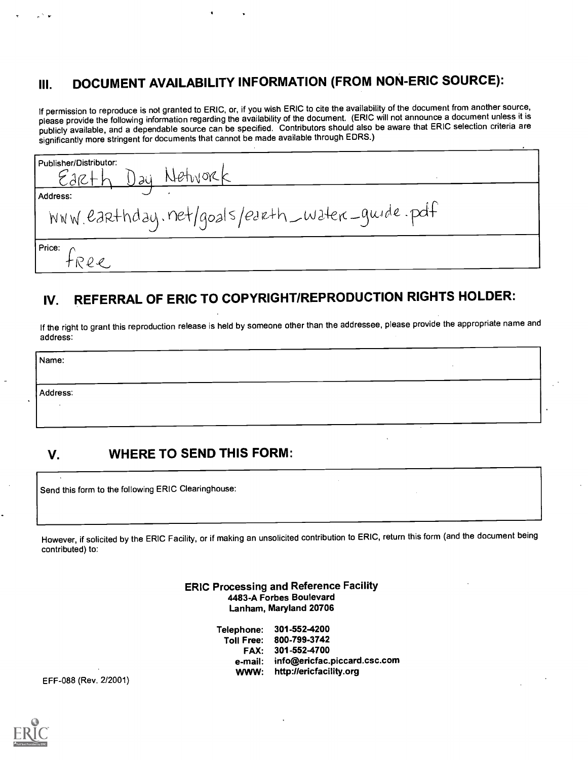## III. DOCUMENT AVAILABILITY INFORMATION (FROM NON-ERIC SOURCE):

If permission to reproduce is not granted to ERIC, or, if you wish ERIC to cite the availability of the document from another source, please provide the following information regarding the availability of the document. (ERIC will not announce a document unless it is publicly available, and a dependable source can be specified. Contributors should also be aware that ERIC selection criteria are significantly more stringent for documents that cannot be made available through EDRS.)

| |
|---|
| Publisher/Distributor: Earth Day Network |
| Address: www.earthday.net/goals/earth_water_guide.pdf |
| Price: free |

## IV. REFERRAL OF ERIC TO COPYRIGHT/REPRODUCTION RIGHTS HOLDER:

If the right to grant this reproduction release is held by someone other than the addressee, please provide the appropriate name and address:

| |
|---|
| Name: |
| Address: |

## V. WHERE TO SEND THIS FORM:

| |
|---|
| Send this form to the following ERIC Clearinghouse: |

However, if solicited by the ERIC Facility, or if making an unsolicited contribution to ERIC, return this form (and the document being contributed) to:

**ERIC Processing and Reference Facility**
**4483-A Forbes Boulevard**
**Lanham, Maryland 20706**

**Telephone:** 301-552-4200
**Toll Free:** 800-799-3742
**FAX:** 301-552-4700
**e-mail:** info@ericfac.piccard.csc.com
**WWW:** http://ericfacility.org

EFF-088 (Rev. 2/2001)